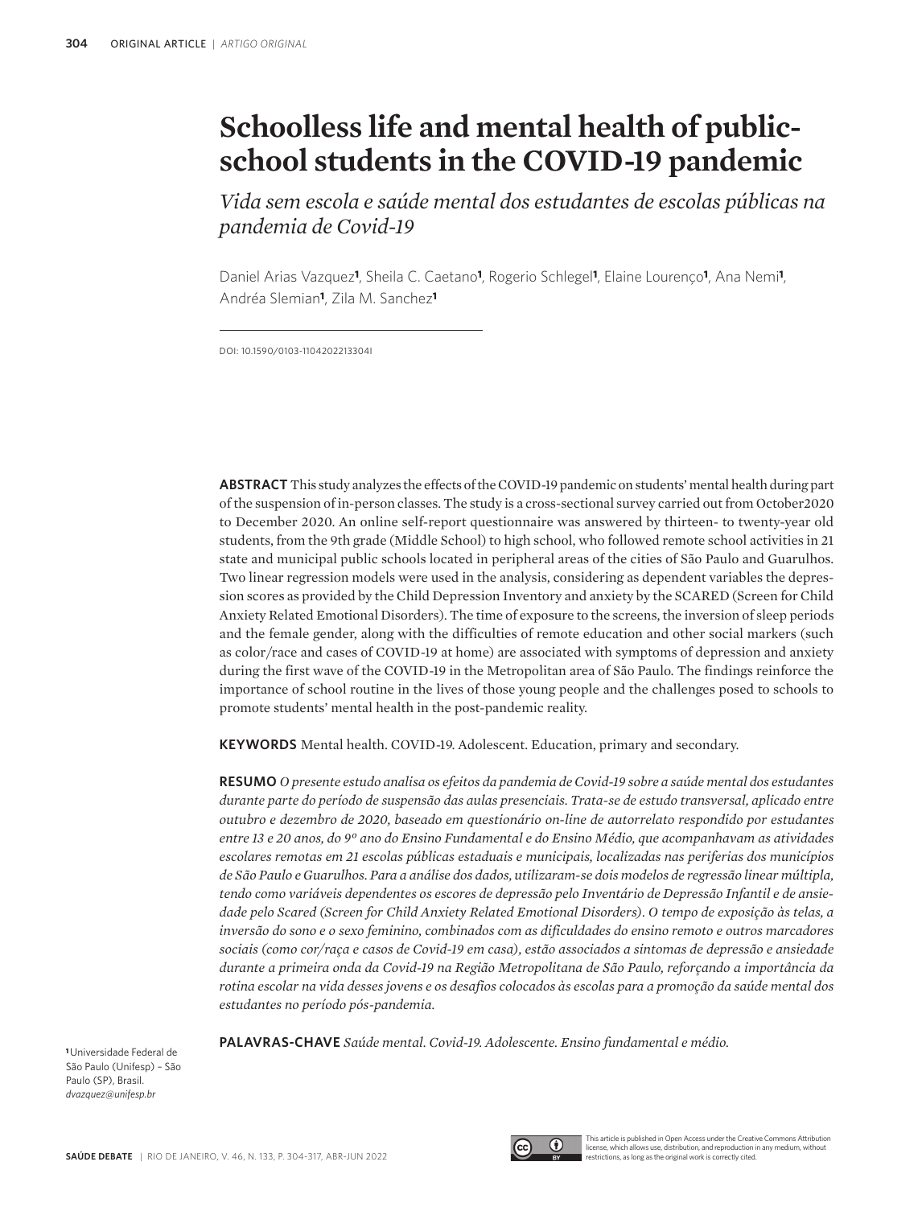# Schoolless life and mental health of public-school students in the COVID-19 pandemic

*Vida sem escola e saúde mental dos estudantes de escolas públicas na pandemia de Covid-19*

Daniel Arias Vazquez[1], Sheila C. Caetano[1], Rogerio Schlegel[1], Elaine Lourenço[1], Ana Nemi[1], Andréa Slemian[1], Zila M. Sanchez[1]

DOI: 10.1590/0103-1104202213304I

**ABSTRACT** This study analyzes the effects of the COVID-19 pandemic on students' mental health during part of the suspension of in-person classes. The study is a cross-sectional survey carried out from October2020 to December 2020. An online self-report questionnaire was answered by thirteen- to twenty-year old students, from the 9th grade (Middle School) to high school, who followed remote school activities in 21 state and municipal public schools located in peripheral areas of the cities of São Paulo and Guarulhos. Two linear regression models were used in the analysis, considering as dependent variables the depression scores as provided by the Child Depression Inventory and anxiety by the SCARED (Screen for Child Anxiety Related Emotional Disorders). The time of exposure to the screens, the inversion of sleep periods and the female gender, along with the difficulties of remote education and other social markers (such as color/race and cases of COVID-19 at home) are associated with symptoms of depression and anxiety during the first wave of the COVID-19 in the Metropolitan area of São Paulo. The findings reinforce the importance of school routine in the lives of those young people and the challenges posed to schools to promote students' mental health in the post-pandemic reality.

**KEYWORDS** Mental health. COVID-19. Adolescent. Education, primary and secondary.

**RESUMO** *O presente estudo analisa os efeitos da pandemia de Covid-19 sobre a saúde mental dos estudantes durante parte do período de suspensão das aulas presenciais. Trata-se de estudo transversal, aplicado entre outubro e dezembro de 2020, baseado em questionário on-line de autorrelato respondido por estudantes entre 13 e 20 anos, do 9º ano do Ensino Fundamental e do Ensino Médio, que acompanhavam as atividades escolares remotas em 21 escolas públicas estaduais e municipais, localizadas nas periferias dos municípios de São Paulo e Guarulhos. Para a análise dos dados, utilizaram-se dois modelos de regressão linear múltipla, tendo como variáveis dependentes os escores de depressão pelo Inventário de Depressão Infantil e de ansiedade pelo Scared (Screen for Child Anxiety Related Emotional Disorders). O tempo de exposição às telas, a inversão do sono e o sexo feminino, combinados com as dificuldades do ensino remoto e outros marcadores sociais (como cor/raça e casos de Covid-19 em casa), estão associados a sintomas de depressão e ansiedade durante a primeira onda da Covid-19 na Região Metropolitana de São Paulo, reforçando a importância da rotina escolar na vida desses jovens e os desafios colocados às escolas para a promoção da saúde mental dos estudantes no período pós-pandemia.*

**PALAVRAS-CHAVE** *Saúde mental. Covid-19. Adolescente. Ensino fundamental e médio.*

[1] Universidade Federal de São Paulo (Unifesp) – São Paulo (SP), Brasil.
*dvazquez@unifesp.br*

This article is published in Open Access under the Creative Commons Attribution license, which allows use, distribution, and reproduction in any medium, without restrictions, as long as the original work is correctly cited.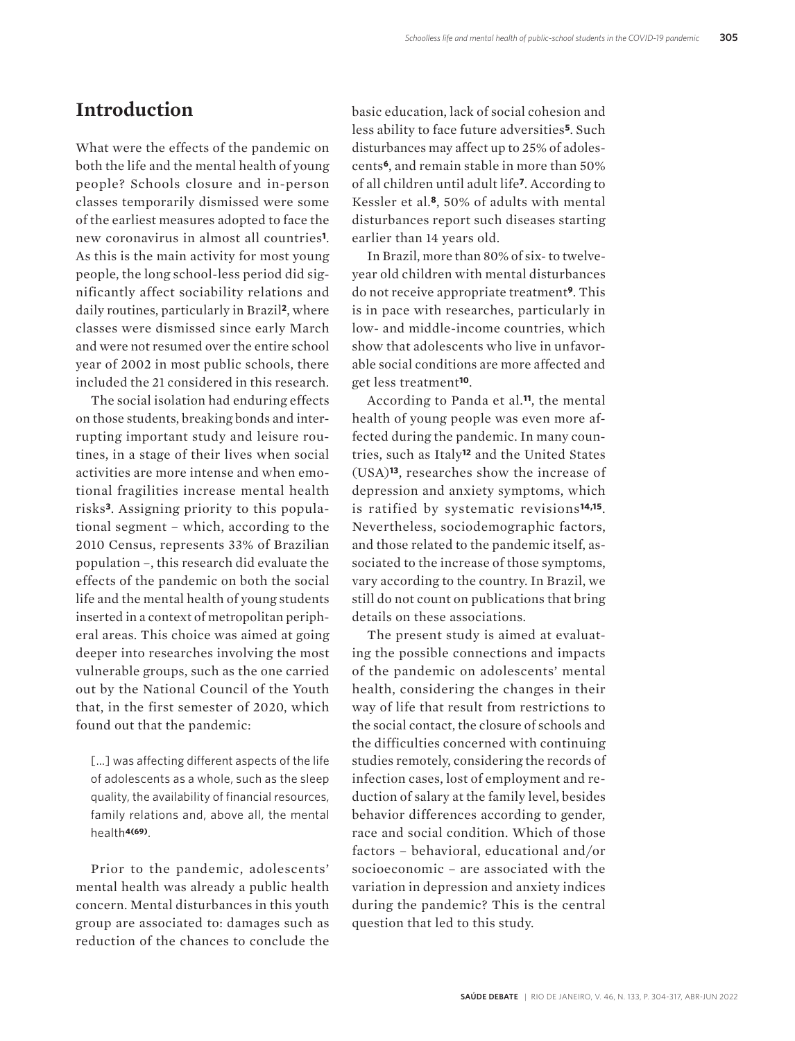## Introduction

What were the effects of the pandemic on both the life and the mental health of young people? Schools closure and in-person classes temporarily dismissed were some of the earliest measures adopted to face the new coronavirus in almost all countries[1]. As this is the main activity for most young people, the long school-less period did significantly affect sociability relations and daily routines, particularly in Brazil[2], where classes were dismissed since early March and were not resumed over the entire school year of 2002 in most public schools, there included the 21 considered in this research.

The social isolation had enduring effects on those students, breaking bonds and interrupting important study and leisure routines, in a stage of their lives when social activities are more intense and when emotional fragilities increase mental health risks[3]. Assigning priority to this populational segment – which, according to the 2010 Census, represents 33% of Brazilian population –, this research did evaluate the effects of the pandemic on both the social life and the mental health of young students inserted in a context of metropolitan peripheral areas. This choice was aimed at going deeper into researches involving the most vulnerable groups, such as the one carried out by the National Council of the Youth that, in the first semester of 2020, which found out that the pandemic:

> [...] was affecting different aspects of the life of adolescents as a whole, such as the sleep quality, the availability of financial resources, family relations and, above all, the mental health[4(69)].

Prior to the pandemic, adolescents' mental health was already a public health concern. Mental disturbances in this youth group are associated to: damages such as reduction of the chances to conclude the basic education, lack of social cohesion and less ability to face future adversities[5]. Such disturbances may affect up to 25% of adolescents[6], and remain stable in more than 50% of all children until adult life[7]. According to Kessler et al.[8], 50% of adults with mental disturbances report such diseases starting earlier than 14 years old.

In Brazil, more than 80% of six- to twelve-year old children with mental disturbances do not receive appropriate treatment[9]. This is in pace with researches, particularly in low- and middle-income countries, which show that adolescents who live in unfavorable social conditions are more affected and get less treatment[10].

According to Panda et al.[11], the mental health of young people was even more affected during the pandemic. In many countries, such as Italy[12] and the United States (USA)[13], researches show the increase of depression and anxiety symptoms, which is ratified by systematic revisions[14,15]. Nevertheless, sociodemographic factors, and those related to the pandemic itself, associated to the increase of those symptoms, vary according to the country. In Brazil, we still do not count on publications that bring details on these associations.

The present study is aimed at evaluating the possible connections and impacts of the pandemic on adolescents' mental health, considering the changes in their way of life that result from restrictions to the social contact, the closure of schools and the difficulties concerned with continuing studies remotely, considering the records of infection cases, lost of employment and reduction of salary at the family level, besides behavior differences according to gender, race and social condition. Which of those factors – behavioral, educational and/or socioeconomic – are associated with the variation in depression and anxiety indices during the pandemic? This is the central question that led to this study.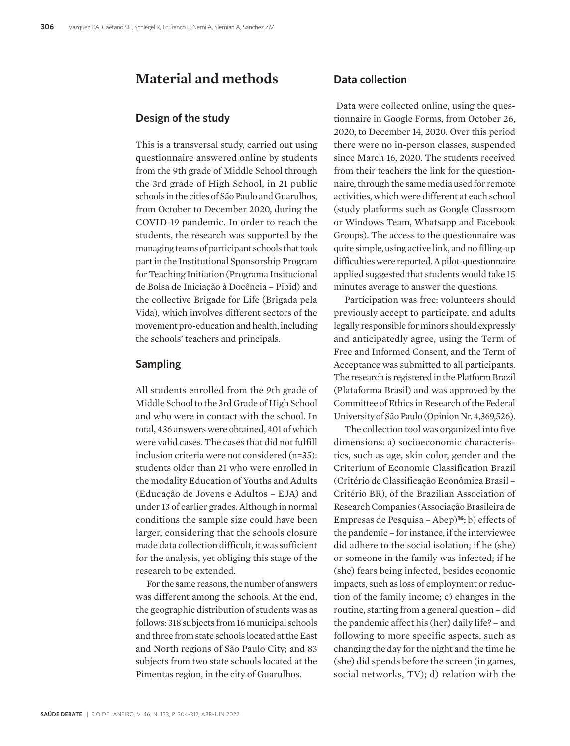# Material and methods

## Design of the study

This is a transversal study, carried out using questionnaire answered online by students from the 9th grade of Middle School through the 3rd grade of High School, in 21 public schools in the cities of São Paulo and Guarulhos, from October to December 2020, during the COVID-19 pandemic. In order to reach the students, the research was supported by the managing teams of participant schools that took part in the Institutional Sponsorship Program for Teaching Initiation (Programa Insitucional de Bolsa de Iniciação à Docência – Pibid) and the collective Brigade for Life (Brigada pela Vida), which involves different sectors of the movement pro-education and health, including the schools' teachers and principals.

## Sampling

All students enrolled from the 9th grade of Middle School to the 3rd Grade of High School and who were in contact with the school. In total, 436 answers were obtained, 401 of which were valid cases. The cases that did not fulfill inclusion criteria were not considered (n=35): students older than 21 who were enrolled in the modality Education of Youths and Adults (Educação de Jovens e Adultos – EJA) and under 13 of earlier grades. Although in normal conditions the sample size could have been larger, considering that the schools closure made data collection difficult, it was sufficient for the analysis, yet obliging this stage of the research to be extended.

For the same reasons, the number of answers was different among the schools. At the end, the geographic distribution of students was as follows: 318 subjects from 16 municipal schools and three from state schools located at the East and North regions of São Paulo City; and 83 subjects from two state schools located at the Pimentas region, in the city of Guarulhos.

## Data collection

Data were collected online, using the questionnaire in Google Forms, from October 26, 2020, to December 14, 2020. Over this period there were no in-person classes, suspended since March 16, 2020. The students received from their teachers the link for the questionnaire, through the same media used for remote activities, which were different at each school (study platforms such as Google Classroom or Windows Team, Whatsapp and Facebook Groups). The access to the questionnaire was quite simple, using active link, and no filling-up difficulties were reported. A pilot-questionnaire applied suggested that students would take 15 minutes average to answer the questions.

Participation was free: volunteers should previously accept to participate, and adults legally responsible for minors should expressly and anticipatedly agree, using the Term of Free and Informed Consent, and the Term of Acceptance was submitted to all participants. The research is registered in the Platform Brazil (Plataforma Brasil) and was approved by the Committee of Ethics in Research of the Federal University of São Paulo (Opinion Nr. 4,369,526).

The collection tool was organized into five dimensions: a) socioeconomic characteristics, such as age, skin color, gender and the Criterium of Economic Classification Brazil (Critério de Classificação Econômica Brasil – Critério BR), of the Brazilian Association of Research Companies (Associação Brasileira de Empresas de Pesquisa – Abep)[16]; b) effects of the pandemic – for instance, if the interviewee did adhere to the social isolation; if he (she) or someone in the family was infected; if he (she) fears being infected, besides economic impacts, such as loss of employment or reduction of the family income; c) changes in the routine, starting from a general question – did the pandemic affect his (her) daily life? – and following to more specific aspects, such as changing the day for the night and the time he (she) did spends before the screen (in games, social networks, TV); d) relation with the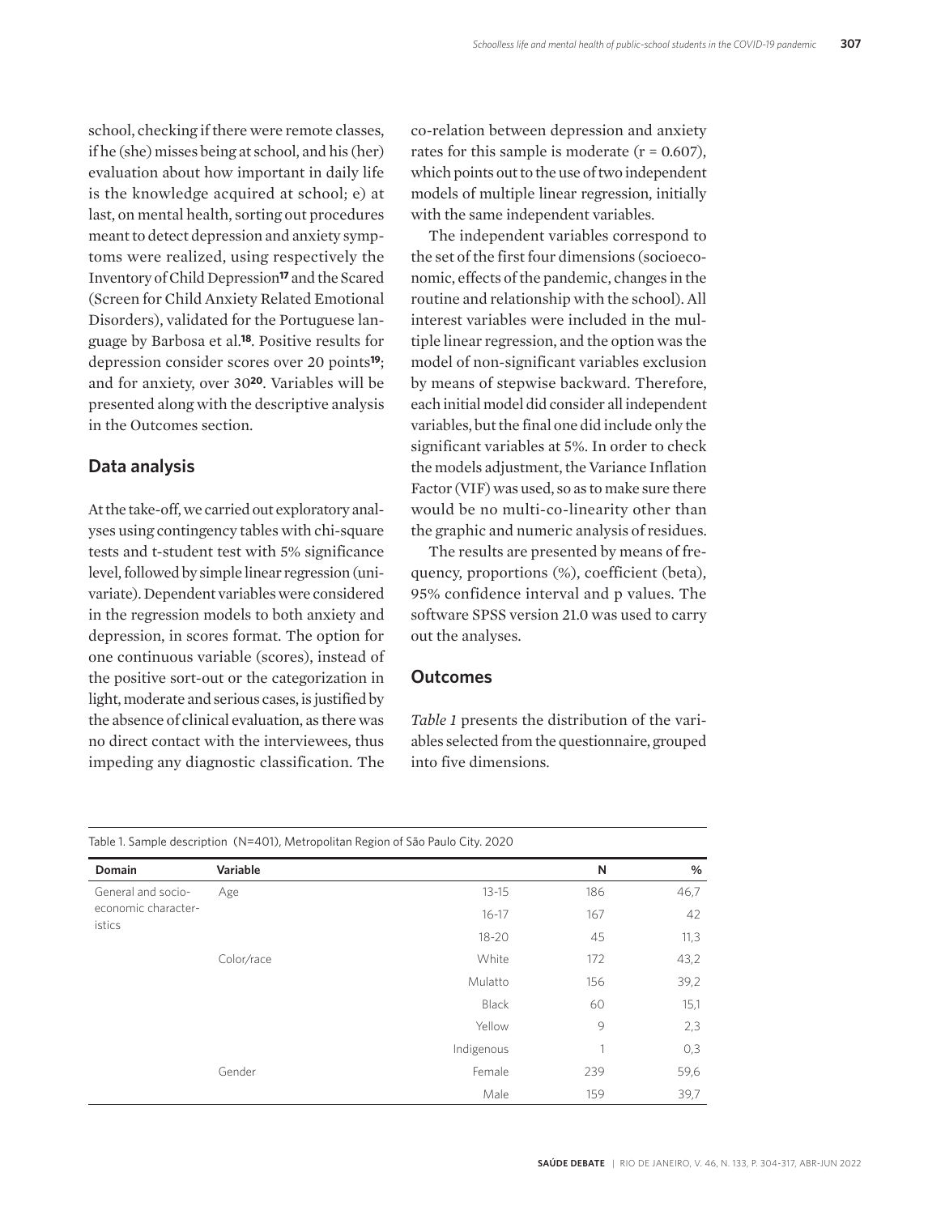school, checking if there were remote classes, if he (she) misses being at school, and his (her) evaluation about how important in daily life is the knowledge acquired at school; e) at last, on mental health, sorting out procedures meant to detect depression and anxiety symptoms were realized, using respectively the Inventory of Child Depression[17] and the Scared (Screen for Child Anxiety Related Emotional Disorders), validated for the Portuguese language by Barbosa et al.[18]. Positive results for depression consider scores over 20 points[19]; and for anxiety, over 30[20]. Variables will be presented along with the descriptive analysis in the Outcomes section.

## Data analysis

At the take-off, we carried out exploratory analyses using contingency tables with chi-square tests and t-student test with 5% significance level, followed by simple linear regression (univariate). Dependent variables were considered in the regression models to both anxiety and depression, in scores format. The option for one continuous variable (scores), instead of the positive sort-out or the categorization in light, moderate and serious cases, is justified by the absence of clinical evaluation, as there was no direct contact with the interviewees, thus impeding any diagnostic classification. The co-relation between depression and anxiety rates for this sample is moderate ($r = 0.607$), which points out to the use of two independent models of multiple linear regression, initially with the same independent variables.

The independent variables correspond to the set of the first four dimensions (socioeconomic, effects of the pandemic, changes in the routine and relationship with the school). All interest variables were included in the multiple linear regression, and the option was the model of non-significant variables exclusion by means of stepwise backward. Therefore, each initial model did consider all independent variables, but the final one did include only the significant variables at 5%. In order to check the models adjustment, the Variance Inflation Factor (VIF) was used, so as to make sure there would be no multi-co-linearity other than the graphic and numeric analysis of residues.

The results are presented by means of frequency, proportions (%), coefficient (beta), 95% confidence interval and p values. The software SPSS version 21.0 was used to carry out the analyses.

## Outcomes

*Table 1* presents the distribution of the variables selected from the questionnaire, grouped into five dimensions.

Table 1. Sample description (N=401), Metropolitan Region of São Paulo City. 2020

| Domain | Variable | | N | % |
|---|---|---|---|---|
| General and socio-economic characteristics | Age | 13-15 | 186 | 46,7 |
| | | 16-17 | 167 | 42 |
| | | 18-20 | 45 | 11,3 |
| | Color/race | White | 172 | 43,2 |
| | | Mulatto | 156 | 39,2 |
| | | Black | 60 | 15,1 |
| | | Yellow | 9 | 2,3 |
| | | Indigenous | 1 | 0,3 |
| | Gender | Female | 239 | 59,6 |
| | | Male | 159 | 39,7 |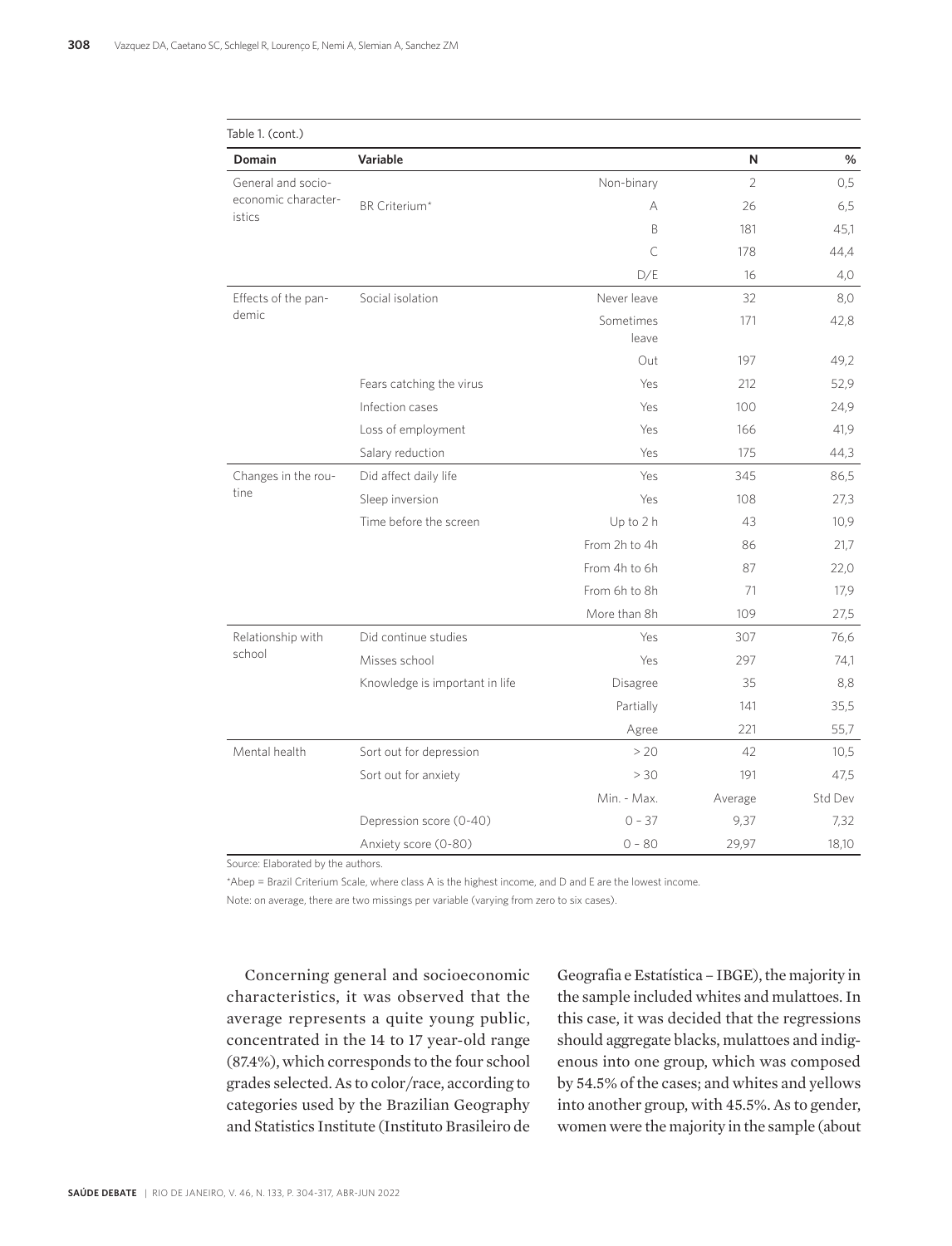Table 1. (cont.)

| Domain | Variable | | N | % |
|---|---|---|---|---|
| General and socio-economic characteristics | | Non-binary | 2 | 0,5 |
| | BR Criterium* | A | 26 | 6,5 |
| | | B | 181 | 45,1 |
| | | C | 178 | 44,4 |
| | | D/E | 16 | 4,0 |
| Effects of the pandemic | Social isolation | Never leave | 32 | 8,0 |
| | | Sometimes leave | 171 | 42,8 |
| | | Out | 197 | 49,2 |
| | Fears catching the virus | Yes | 212 | 52,9 |
| | Infection cases | Yes | 100 | 24,9 |
| | Loss of employment | Yes | 166 | 41,9 |
| | Salary reduction | Yes | 175 | 44,3 |
| Changes in the routine | Did affect daily life | Yes | 345 | 86,5 |
| | Sleep inversion | Yes | 108 | 27,3 |
| | Time before the screen | Up to 2 h | 43 | 10,9 |
| | | From 2h to 4h | 86 | 21,7 |
| | | From 4h to 6h | 87 | 22,0 |
| | | From 6h to 8h | 71 | 17,9 |
| | | More than 8h | 109 | 27,5 |
| Relationship with school | Did continue studies | Yes | 307 | 76,6 |
| | Misses school | Yes | 297 | 74,1 |
| | Knowledge is important in life | Disagree | 35 | 8,8 |
| | | Partially | 141 | 35,5 |
| | | Agree | 221 | 55,7 |
| Mental health | Sort out for depression | > 20 | 42 | 10,5 |
| | Sort out for anxiety | > 30 | 191 | 47,5 |
| | | Min. - Max. | Average | Std Dev |
| | Depression score (0-40) | 0 - 37 | 9,37 | 7,32 |
| | Anxiety score (0-80) | 0 - 80 | 29,97 | 18,10 |

Source: Elaborated by the authors.

*Abep = Brazil Criterium Scale, where class A is the highest income, and D and E are the lowest income.

Note: on average, there are two missings per variable (varying from zero to six cases).

Concerning general and socioeconomic characteristics, it was observed that the average represents a quite young public, concentrated in the 14 to 17 year-old range (87.4%), which corresponds to the four school grades selected. As to color/race, according to categories used by the Brazilian Geography and Statistics Institute (Instituto Brasileiro de Geografia e Estatística – IBGE), the majority in the sample included whites and mulattoes. In this case, it was decided that the regressions should aggregate blacks, mulattoes and indigenous into one group, which was composed by 54.5% of the cases; and whites and yellows into another group, with 45.5%. As to gender, women were the majority in the sample (about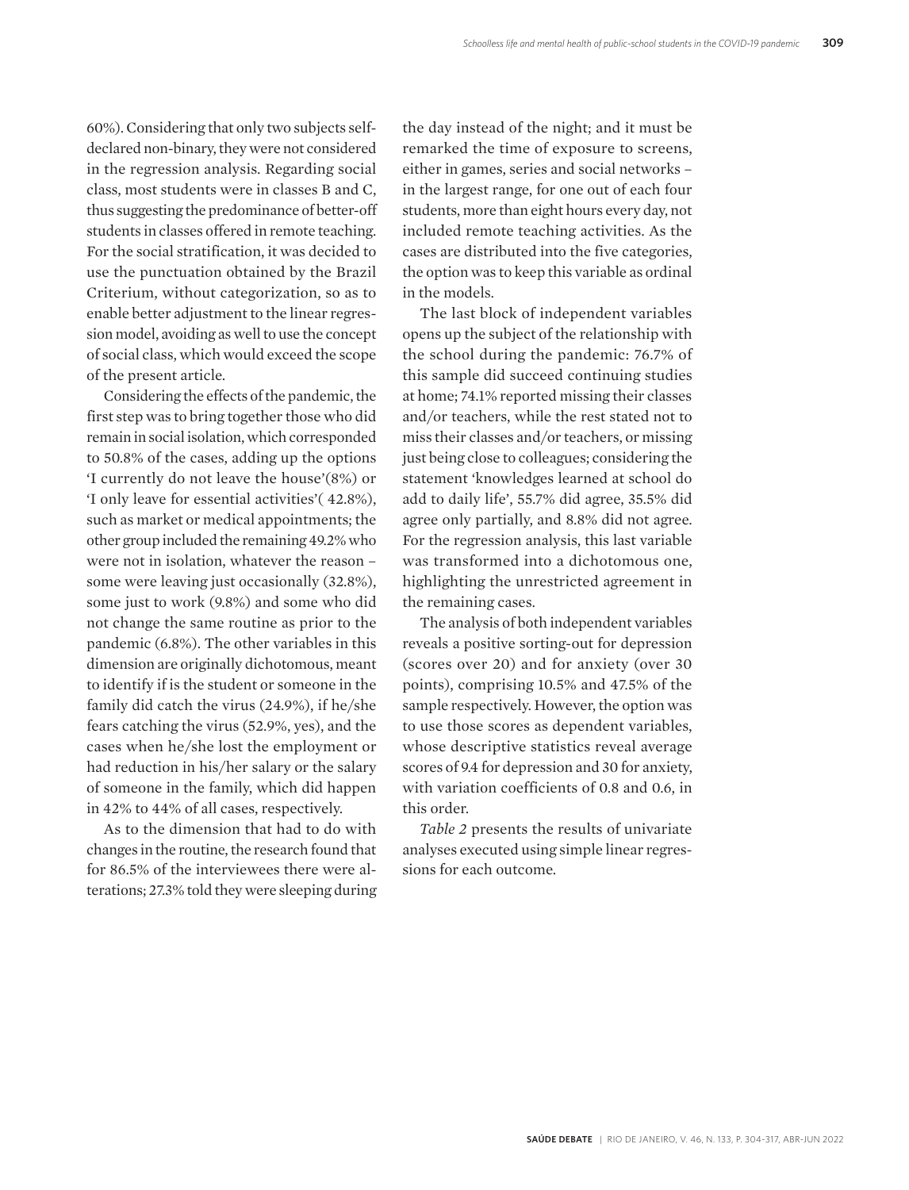60%). Considering that only two subjects self-declared non-binary, they were not considered in the regression analysis. Regarding social class, most students were in classes B and C, thus suggesting the predominance of better-off students in classes offered in remote teaching. For the social stratification, it was decided to use the punctuation obtained by the Brazil Criterium, without categorization, so as to enable better adjustment to the linear regression model, avoiding as well to use the concept of social class, which would exceed the scope of the present article.

Considering the effects of the pandemic, the first step was to bring together those who did remain in social isolation, which corresponded to 50.8% of the cases, adding up the options 'I currently do not leave the house'(8%) or 'I only leave for essential activities'( 42.8%), such as market or medical appointments; the other group included the remaining 49.2% who were not in isolation, whatever the reason – some were leaving just occasionally (32.8%), some just to work (9.8%) and some who did not change the same routine as prior to the pandemic (6.8%). The other variables in this dimension are originally dichotomous, meant to identify if is the student or someone in the family did catch the virus (24.9%), if he/she fears catching the virus (52.9%, yes), and the cases when he/she lost the employment or had reduction in his/her salary or the salary of someone in the family, which did happen in 42% to 44% of all cases, respectively.

As to the dimension that had to do with changes in the routine, the research found that for 86.5% of the interviewees there were alterations; 27.3% told they were sleeping during the day instead of the night; and it must be remarked the time of exposure to screens, either in games, series and social networks – in the largest range, for one out of each four students, more than eight hours every day, not included remote teaching activities. As the cases are distributed into the five categories, the option was to keep this variable as ordinal in the models.

The last block of independent variables opens up the subject of the relationship with the school during the pandemic: 76.7% of this sample did succeed continuing studies at home; 74.1% reported missing their classes and/or teachers, while the rest stated not to miss their classes and/or teachers, or missing just being close to colleagues; considering the statement 'knowledges learned at school do add to daily life', 55.7% did agree, 35.5% did agree only partially, and 8.8% did not agree. For the regression analysis, this last variable was transformed into a dichotomous one, highlighting the unrestricted agreement in the remaining cases.

The analysis of both independent variables reveals a positive sorting-out for depression (scores over 20) and for anxiety (over 30 points), comprising 10.5% and 47.5% of the sample respectively. However, the option was to use those scores as dependent variables, whose descriptive statistics reveal average scores of 9.4 for depression and 30 for anxiety, with variation coefficients of 0.8 and 0.6, in this order.

*Table 2* presents the results of univariate analyses executed using simple linear regressions for each outcome.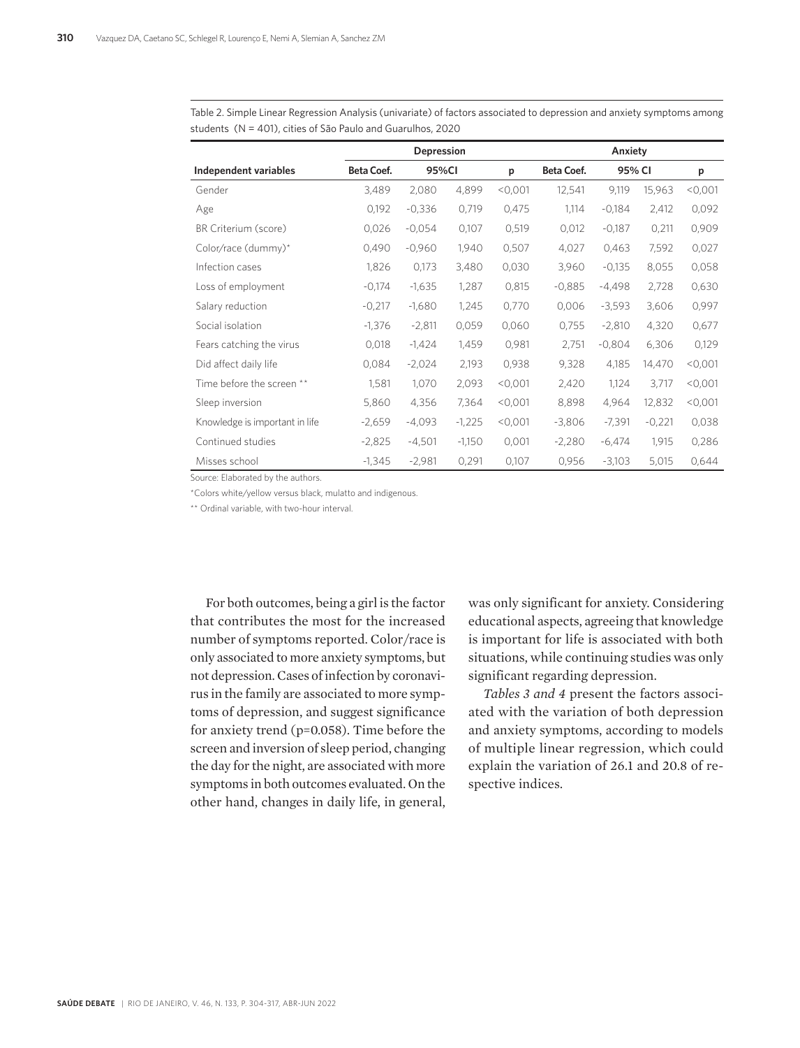Table 2. Simple Linear Regression Analysis (univariate) of factors associated to depression and anxiety symptoms among students (N = 401), cities of São Paulo and Guarulhos, 2020

| | Depression | | | | Anxiety | | | |
|---|---|---|---|---|---|---|---|---|
| **Independent variables** | **Beta Coef.** | **95%CI** | | **p** | **Beta Coef.** | **95% CI** | | **p** |
| Gender | 3,489 | 2,080 | 4,899 | <0,001 | 12,541 | 9,119 | 15,963 | <0,001 |
| Age | 0,192 | -0,336 | 0,719 | 0,475 | 1,114 | -0,184 | 2,412 | 0,092 |
| BR Criterium (score) | 0,026 | -0,054 | 0,107 | 0,519 | 0,012 | -0,187 | 0,211 | 0,909 |
| Color/race (dummy)* | 0,490 | -0,960 | 1,940 | 0,507 | 4,027 | 0,463 | 7,592 | 0,027 |
| Infection cases | 1,826 | 0,173 | 3,480 | 0,030 | 3,960 | -0,135 | 8,055 | 0,058 |
| Loss of employment | -0,174 | -1,635 | 1,287 | 0,815 | -0,885 | -4,498 | 2,728 | 0,630 |
| Salary reduction | -0,217 | -1,680 | 1,245 | 0,770 | 0,006 | -3,593 | 3,606 | 0,997 |
| Social isolation | -1,376 | -2,811 | 0,059 | 0,060 | 0,755 | -2,810 | 4,320 | 0,677 |
| Fears catching the virus | 0,018 | -1,424 | 1,459 | 0,981 | 2,751 | -0,804 | 6,306 | 0,129 |
| Did affect daily life | 0,084 | -2,024 | 2,193 | 0,938 | 9,328 | 4,185 | 14,470 | <0,001 |
| Time before the screen ** | 1,581 | 1,070 | 2,093 | <0,001 | 2,420 | 1,124 | 3,717 | <0,001 |
| Sleep inversion | 5,860 | 4,356 | 7,364 | <0,001 | 8,898 | 4,964 | 12,832 | <0,001 |
| Knowledge is important in life | -2,659 | -4,093 | -1,225 | <0,001 | -3,806 | -7,391 | -0,221 | 0,038 |
| Continued studies | -2,825 | -4,501 | -1,150 | 0,001 | -2,280 | -6,474 | 1,915 | 0,286 |
| Misses school | -1,345 | -2,981 | 0,291 | 0,107 | 0,956 | -3,103 | 5,015 | 0,644 |

Source: Elaborated by the authors.

*Colors white/yellow versus black, mulatto and indigenous.

** Ordinal variable, with two-hour interval.

For both outcomes, being a girl is the factor that contributes the most for the increased number of symptoms reported. Color/race is only associated to more anxiety symptoms, but not depression. Cases of infection by coronavirus in the family are associated to more symptoms of depression, and suggest significance for anxiety trend (p=0.058). Time before the screen and inversion of sleep period, changing the day for the night, are associated with more symptoms in both outcomes evaluated. On the other hand, changes in daily life, in general, was only significant for anxiety. Considering educational aspects, agreeing that knowledge is important for life is associated with both situations, while continuing studies was only significant regarding depression.

*Tables 3 and 4* present the factors associated with the variation of both depression and anxiety symptoms, according to models of multiple linear regression, which could explain the variation of 26.1 and 20.8 of respective indices.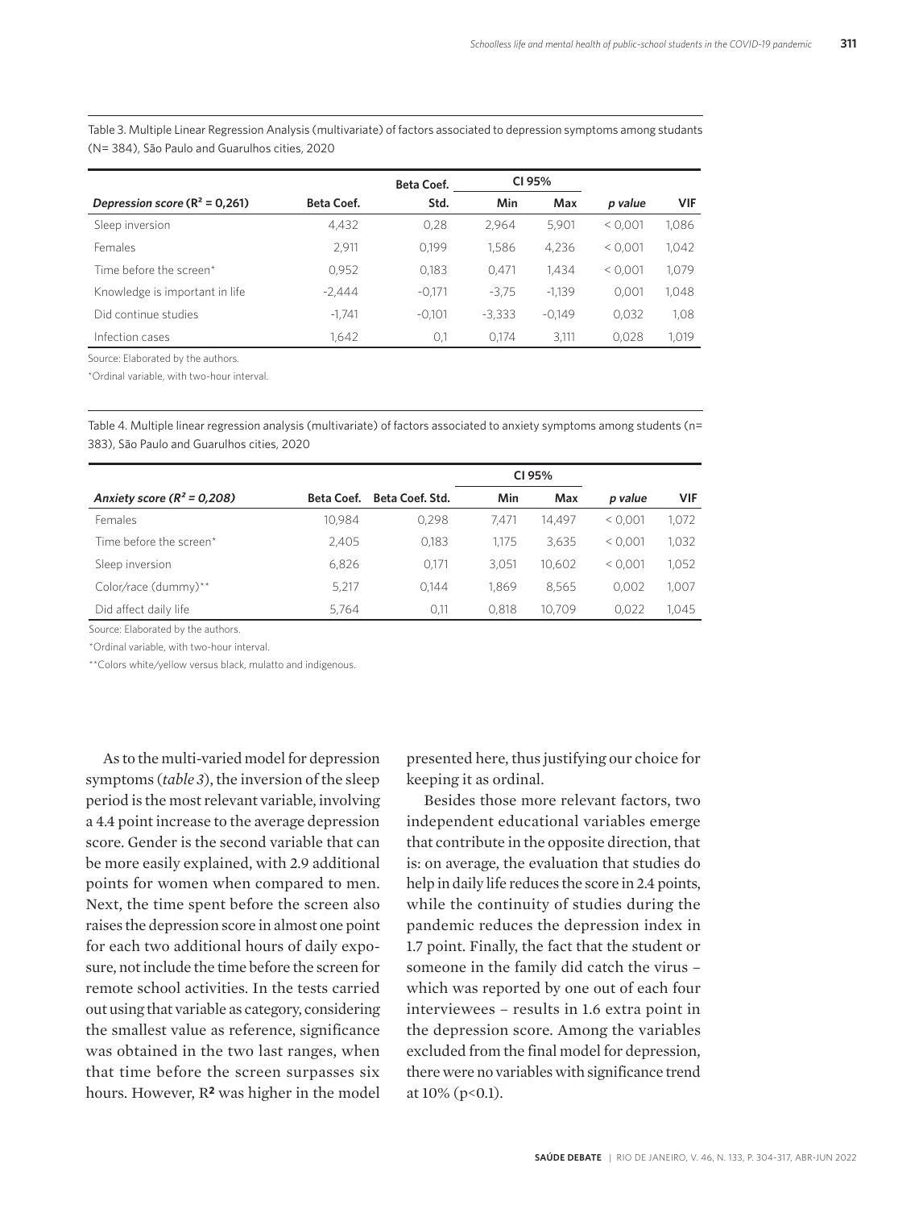Table 3. Multiple Linear Regression Analysis (multivariate) of factors associated to depression symptoms among studants (N= 384), São Paulo and Guarulhos cities, 2020

| Depression score ($R^2$ = 0,261) | Beta Coef. | Beta Coef. Std. | CI 95% | | p value | VIF |
|---|---|---|---|---|---|---|
| | | | Min | Max | | |
| Sleep inversion | 4,432 | 0,28 | 2,964 | 5,901 | < 0,001 | 1,086 |
| Females | 2,911 | 0,199 | 1,586 | 4,236 | < 0,001 | 1,042 |
| Time before the screen* | 0,952 | 0,183 | 0,471 | 1,434 | < 0,001 | 1,079 |
| Knowledge is important in life | -2,444 | -0,171 | -3,75 | -1,139 | 0,001 | 1,048 |
| Did continue studies | -1,741 | -0,101 | -3,333 | -0,149 | 0,032 | 1,08 |
| Infection cases | 1,642 | 0,1 | 0,174 | 3,111 | 0,028 | 1,019 |

Source: Elaborated by the authors.

*Ordinal variable, with two-hour interval.

Table 4. Multiple linear regression analysis (multivariate) of factors associated to anxiety symptoms among students (n= 383), São Paulo and Guarulhos cities, 2020

| Anxiety score ($R^2$ = 0,208) | Beta Coef. | Beta Coef. Std. | CI 95% | | p value | VIF |
|---|---|---|---|---|---|---|
| | | | Min | Max | | |
| Females | 10,984 | 0,298 | 7,471 | 14,497 | < 0,001 | 1,072 |
| Time before the screen* | 2,405 | 0,183 | 1,175 | 3,635 | < 0,001 | 1,032 |
| Sleep inversion | 6,826 | 0,171 | 3,051 | 10,602 | < 0,001 | 1,052 |
| Color/race (dummy)** | 5,217 | 0,144 | 1,869 | 8,565 | 0,002 | 1,007 |
| Did affect daily life | 5,764 | 0,11 | 0,818 | 10,709 | 0,022 | 1,045 |

Source: Elaborated by the authors.

*Ordinal variable, with two-hour interval.

**Colors white/yellow versus black, mulatto and indigenous.

As to the multi-varied model for depression symptoms (*table 3*), the inversion of the sleep period is the most relevant variable, involving a 4.4 point increase to the average depression score. Gender is the second variable that can be more easily explained, with 2.9 additional points for women when compared to men. Next, the time spent before the screen also raises the depression score in almost one point for each two additional hours of daily exposure, not include the time before the screen for remote school activities. In the tests carried out using that variable as category, considering the smallest value as reference, significance was obtained in the two last ranges, when that time before the screen surpasses six hours. However, $R^2$ was higher in the model presented here, thus justifying our choice for keeping it as ordinal.

Besides those more relevant factors, two independent educational variables emerge that contribute in the opposite direction, that is: on average, the evaluation that studies do help in daily life reduces the score in 2.4 points, while the continuity of studies during the pandemic reduces the depression index in 1.7 point. Finally, the fact that the student or someone in the family did catch the virus – which was reported by one out of each four interviewees – results in 1.6 extra point in the depression score. Among the variables excluded from the final model for depression, there were no variables with significance trend at 10% ($p<0.1$).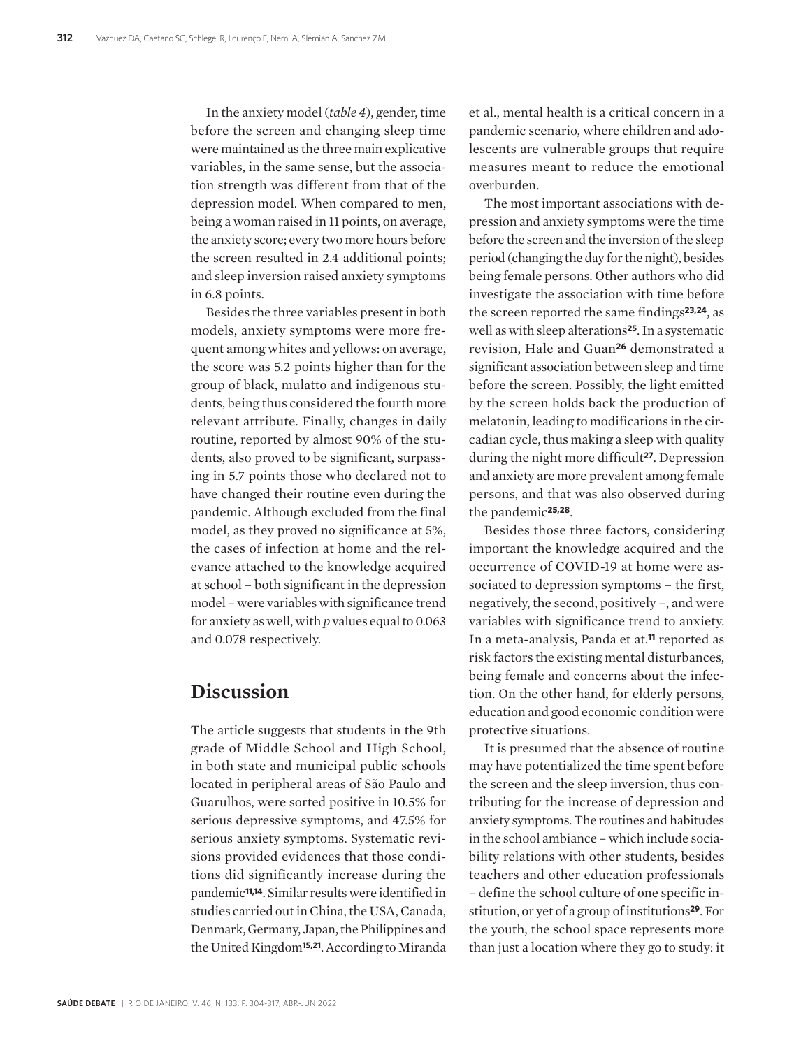In the anxiety model (*table 4*), gender, time before the screen and changing sleep time were maintained as the three main explicative variables, in the same sense, but the association strength was different from that of the depression model. When compared to men, being a woman raised in 11 points, on average, the anxiety score; every two more hours before the screen resulted in 2.4 additional points; and sleep inversion raised anxiety symptoms in 6.8 points.

Besides the three variables present in both models, anxiety symptoms were more frequent among whites and yellows: on average, the score was 5.2 points higher than for the group of black, mulatto and indigenous students, being thus considered the fourth more relevant attribute. Finally, changes in daily routine, reported by almost 90% of the students, also proved to be significant, surpassing in 5.7 points those who declared not to have changed their routine even during the pandemic. Although excluded from the final model, as they proved no significance at 5%, the cases of infection at home and the relevance attached to the knowledge acquired at school – both significant in the depression model – were variables with significance trend for anxiety as well, with *p* values equal to 0.063 and 0.078 respectively.

## Discussion

The article suggests that students in the 9th grade of Middle School and High School, in both state and municipal public schools located in peripheral areas of São Paulo and Guarulhos, were sorted positive in 10.5% for serious depressive symptoms, and 47.5% for serious anxiety symptoms. Systematic revisions provided evidences that those conditions did significantly increase during the pandemic[11,14]. Similar results were identified in studies carried out in China, the USA, Canada, Denmark, Germany, Japan, the Philippines and the United Kingdom[15,21]. According to Miranda et al., mental health is a critical concern in a pandemic scenario, where children and adolescents are vulnerable groups that require measures meant to reduce the emotional overburden.

The most important associations with depression and anxiety symptoms were the time before the screen and the inversion of the sleep period (changing the day for the night), besides being female persons. Other authors who did investigate the association with time before the screen reported the same findings[23,24], as well as with sleep alterations[25]. In a systematic revision, Hale and Guan[26] demonstrated a significant association between sleep and time before the screen. Possibly, the light emitted by the screen holds back the production of melatonin, leading to modifications in the circadian cycle, thus making a sleep with quality during the night more difficult[27]. Depression and anxiety are more prevalent among female persons, and that was also observed during the pandemic[25,28].

Besides those three factors, considering important the knowledge acquired and the occurrence of COVID-19 at home were associated to depression symptoms – the first, negatively, the second, positively –, and were variables with significance trend to anxiety. In a meta-analysis, Panda et at.[11] reported as risk factors the existing mental disturbances, being female and concerns about the infection. On the other hand, for elderly persons, education and good economic condition were protective situations.

It is presumed that the absence of routine may have potentialized the time spent before the screen and the sleep inversion, thus contributing for the increase of depression and anxiety symptoms. The routines and habitudes in the school ambiance – which include sociability relations with other students, besides teachers and other education professionals – define the school culture of one specific institution, or yet of a group of institutions[29]. For the youth, the school space represents more than just a location where they go to study: it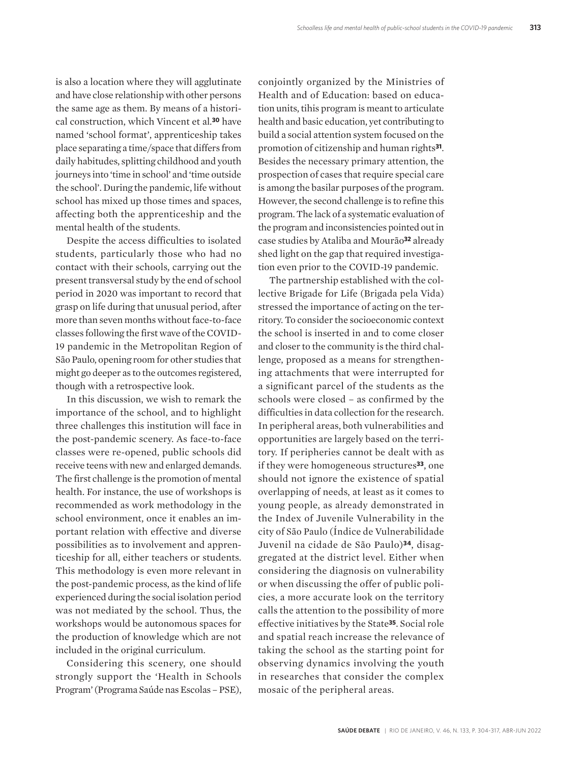is also a location where they will agglutinate and have close relationship with other persons the same age as them. By means of a historical construction, which Vincent et al.[30] have named 'school format', apprenticeship takes place separating a time/space that differs from daily habitudes, splitting childhood and youth journeys into 'time in school' and 'time outside the school'. During the pandemic, life without school has mixed up those times and spaces, affecting both the apprenticeship and the mental health of the students.

Despite the access difficulties to isolated students, particularly those who had no contact with their schools, carrying out the present transversal study by the end of school period in 2020 was important to record that grasp on life during that unusual period, after more than seven months without face-to-face classes following the first wave of the COVID-19 pandemic in the Metropolitan Region of São Paulo, opening room for other studies that might go deeper as to the outcomes registered, though with a retrospective look.

In this discussion, we wish to remark the importance of the school, and to highlight three challenges this institution will face in the post-pandemic scenery. As face-to-face classes were re-opened, public schools did receive teens with new and enlarged demands. The first challenge is the promotion of mental health. For instance, the use of workshops is recommended as work methodology in the school environment, once it enables an important relation with effective and diverse possibilities as to involvement and apprenticeship for all, either teachers or students. This methodology is even more relevant in the post-pandemic process, as the kind of life experienced during the social isolation period was not mediated by the school. Thus, the workshops would be autonomous spaces for the production of knowledge which are not included in the original curriculum.

Considering this scenery, one should strongly support the 'Health in Schools Program' (Programa Saúde nas Escolas – PSE), conjointly organized by the Ministries of Health and of Education: based on education units, tihis program is meant to articulate health and basic education, yet contributing to build a social attention system focused on the promotion of citizenship and human rights[31]. Besides the necessary primary attention, the prospection of cases that require special care is among the basilar purposes of the program. However, the second challenge is to refine this program. The lack of a systematic evaluation of the program and inconsistencies pointed out in case studies by Ataliba and Mourão[32] already shed light on the gap that required investigation even prior to the COVID-19 pandemic.

The partnership established with the collective Brigade for Life (Brigada pela Vida) stressed the importance of acting on the territory. To consider the socioeconomic context the school is inserted in and to come closer and closer to the community is the third challenge, proposed as a means for strengthening attachments that were interrupted for a significant parcel of the students as the schools were closed – as confirmed by the difficulties in data collection for the research. In peripheral areas, both vulnerabilities and opportunities are largely based on the territory. If peripheries cannot be dealt with as if they were homogeneous structures[33], one should not ignore the existence of spatial overlapping of needs, at least as it comes to young people, as already demonstrated in the Index of Juvenile Vulnerability in the city of São Paulo (Índice de Vulnerabilidade Juvenil na cidade de São Paulo)[34], disaggregated at the district level. Either when considering the diagnosis on vulnerability or when discussing the offer of public policies, a more accurate look on the territory calls the attention to the possibility of more effective initiatives by the State[35]. Social role and spatial reach increase the relevance of taking the school as the starting point for observing dynamics involving the youth in researches that consider the complex mosaic of the peripheral areas.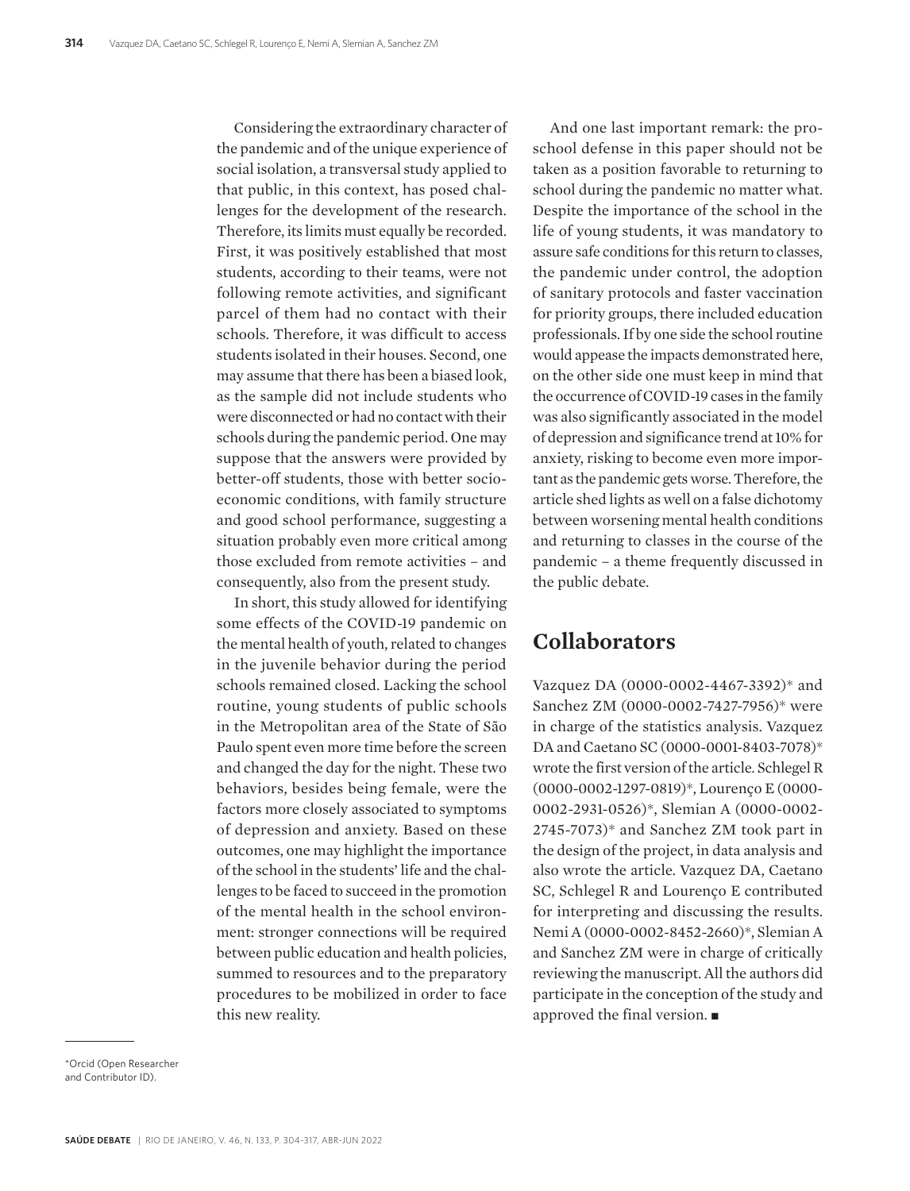Considering the extraordinary character of the pandemic and of the unique experience of social isolation, a transversal study applied to that public, in this context, has posed challenges for the development of the research. Therefore, its limits must equally be recorded. First, it was positively established that most students, according to their teams, were not following remote activities, and significant parcel of them had no contact with their schools. Therefore, it was difficult to access students isolated in their houses. Second, one may assume that there has been a biased look, as the sample did not include students who were disconnected or had no contact with their schools during the pandemic period. One may suppose that the answers were provided by better-off students, those with better socioeconomic conditions, with family structure and good school performance, suggesting a situation probably even more critical among those excluded from remote activities – and consequently, also from the present study.

In short, this study allowed for identifying some effects of the COVID-19 pandemic on the mental health of youth, related to changes in the juvenile behavior during the period schools remained closed. Lacking the school routine, young students of public schools in the Metropolitan area of the State of São Paulo spent even more time before the screen and changed the day for the night. These two behaviors, besides being female, were the factors more closely associated to symptoms of depression and anxiety. Based on these outcomes, one may highlight the importance of the school in the students' life and the challenges to be faced to succeed in the promotion of the mental health in the school environment: stronger connections will be required between public education and health policies, summed to resources and to the preparatory procedures to be mobilized in order to face this new reality.

And one last important remark: the pro-school defense in this paper should not be taken as a position favorable to returning to school during the pandemic no matter what. Despite the importance of the school in the life of young students, it was mandatory to assure safe conditions for this return to classes, the pandemic under control, the adoption of sanitary protocols and faster vaccination for priority groups, there included education professionals. If by one side the school routine would appease the impacts demonstrated here, on the other side one must keep in mind that the occurrence of COVID-19 cases in the family was also significantly associated in the model of depression and significance trend at 10% for anxiety, risking to become even more important as the pandemic gets worse. Therefore, the article shed lights as well on a false dichotomy between worsening mental health conditions and returning to classes in the course of the pandemic – a theme frequently discussed in the public debate.

## Collaborators

Vazquez DA (0000-0002-4467-3392)* and Sanchez ZM (0000-0002-7427-7956)* were in charge of the statistics analysis. Vazquez DA and Caetano SC (0000-0001-8403-7078)* wrote the first version of the article. Schlegel R (0000-0002-1297-0819)*, Lourenço E (0000-0002-2931-0526)*, Slemian A (0000-0002-2745-7073)* and Sanchez ZM took part in the design of the project, in data analysis and also wrote the article. Vazquez DA, Caetano SC, Schlegel R and Lourenço E contributed for interpreting and discussing the results. Nemi A (0000-0002-8452-2660)*, Slemian A and Sanchez ZM were in charge of critically reviewing the manuscript. All the authors did participate in the conception of the study and approved the final version. ■

*Orcid (Open Researcher and Contributor ID).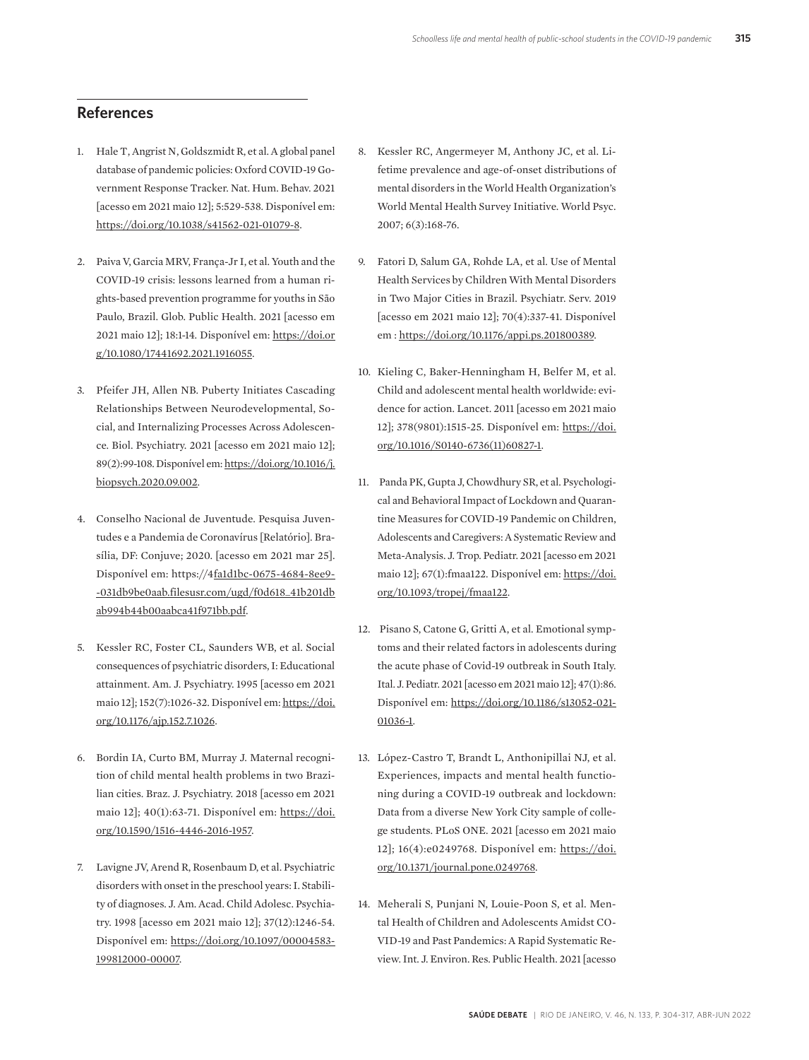## References

1. Hale T, Angrist N, Goldszmidt R, et al. A global panel database of pandemic policies: Oxford COVID-19 Government Response Tracker. Nat. Hum. Behav. 2021 [acesso em 2021 maio 12]; 5:529-538. Disponível em: https://doi.org/10.1038/s41562-021-01079-8.

2. Paiva V, Garcia MRV, França-Jr I, et al. Youth and the COVID-19 crisis: lessons learned from a human rights-based prevention programme for youths in São Paulo, Brazil. Glob. Public Health. 2021 [acesso em 2021 maio 12]; 18:1-14. Disponível em: https://doi.org/10.1080/17441692.2021.1916055.

3. Pfeifer JH, Allen NB. Puberty Initiates Cascading Relationships Between Neurodevelopmental, Social, and Internalizing Processes Across Adolescence. Biol. Psychiatry. 2021 [acesso em 2021 maio 12]; 89(2):99-108. Disponível em: https://doi.org/10.1016/j.biopsych.2020.09.002.

4. Conselho Nacional de Juventude. Pesquisa Juventudes e a Pandemia de Coronavírus [Relatório]. Brasília, DF: Conjuve; 2020. [acesso em 2021 mar 25]. Disponível em: https://4fa1d1bc-0675-4684-8ee9--031db9be0aab.filesusr.com/ugd/f0d618_41b201dbab994b44b00aabca41f971bb.pdf.

5. Kessler RC, Foster CL, Saunders WB, et al. Social consequences of psychiatric disorders, I: Educational attainment. Am. J. Psychiatry. 1995 [acesso em 2021 maio 12]; 152(7):1026-32. Disponível em: https://doi.org/10.1176/ajp.152.7.1026.

6. Bordin IA, Curto BM, Murray J. Maternal recognition of child mental health problems in two Brazilian cities. Braz. J. Psychiatry. 2018 [acesso em 2021 maio 12]; 40(1):63-71. Disponível em: https://doi.org/10.1590/1516-4446-2016-1957.

7. Lavigne JV, Arend R, Rosenbaum D, et al. Psychiatric disorders with onset in the preschool years: I. Stability of diagnoses. J. Am. Acad. Child Adolesc. Psychiatry. 1998 [acesso em 2021 maio 12]; 37(12):1246-54. Disponível em: https://doi.org/10.1097/00004583-199812000-00007.

8. Kessler RC, Angermeyer M, Anthony JC, et al. Lifetime prevalence and age-of-onset distributions of mental disorders in the World Health Organization's World Mental Health Survey Initiative. World Psyc. 2007; 6(3):168-76.

9. Fatori D, Salum GA, Rohde LA, et al. Use of Mental Health Services by Children With Mental Disorders in Two Major Cities in Brazil. Psychiatr. Serv. 2019 [acesso em 2021 maio 12]; 70(4):337-41. Disponível em : https://doi.org/10.1176/appi.ps.201800389.

10. Kieling C, Baker-Henningham H, Belfer M, et al. Child and adolescent mental health worldwide: evidence for action. Lancet. 2011 [acesso em 2021 maio 12]; 378(9801):1515-25. Disponível em: https://doi.org/10.1016/S0140-6736(11)60827-1.

11. Panda PK, Gupta J, Chowdhury SR, et al. Psychological and Behavioral Impact of Lockdown and Quarantine Measures for COVID-19 Pandemic on Children, Adolescents and Caregivers: A Systematic Review and Meta-Analysis. J. Trop. Pediatr. 2021 [acesso em 2021 maio 12]; 67(1):fmaa122. Disponível em: https://doi.org/10.1093/tropej/fmaa122.

12. Pisano S, Catone G, Gritti A, et al. Emotional symptoms and their related factors in adolescents during the acute phase of Covid-19 outbreak in South Italy. Ital. J. Pediatr. 2021 [acesso em 2021 maio 12]; 47(1):86. Disponível em: https://doi.org/10.1186/s13052-021-01036-1.

13. López-Castro T, Brandt L, Anthonipillai NJ, et al. Experiences, impacts and mental health functioning during a COVID-19 outbreak and lockdown: Data from a diverse New York City sample of college students. PLoS ONE. 2021 [acesso em 2021 maio 12]; 16(4):e0249768. Disponível em: https://doi.org/10.1371/journal.pone.0249768.

14. Meherali S, Punjani N, Louie-Poon S, et al. Mental Health of Children and Adolescents Amidst COVID-19 and Past Pandemics: A Rapid Systematic Review. Int. J. Environ. Res. Public Health. 2021 [acesso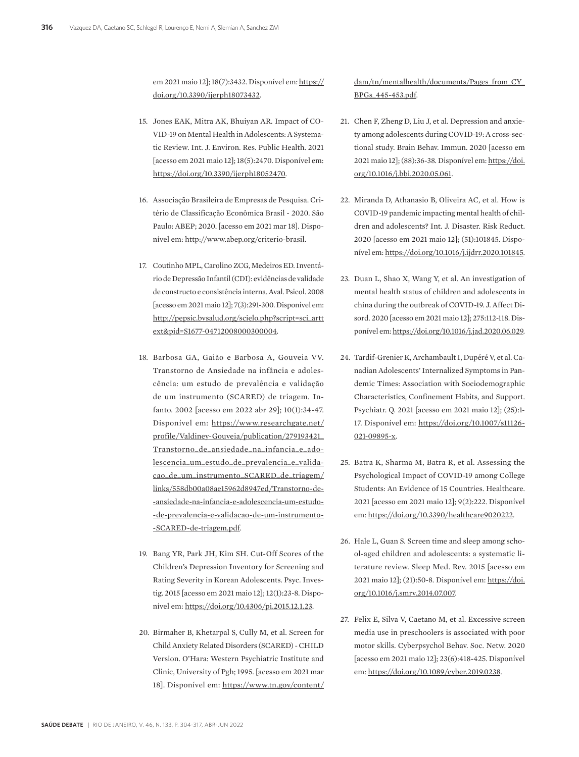em 2021 maio 12]; 18(7):3432. Disponível em: https://doi.org/10.3390/ijerph18073432.

15. Jones EAK, Mitra AK, Bhuiyan AR. Impact of COVID-19 on Mental Health in Adolescents: A Systematic Review. Int. J. Environ. Res. Public Health. 2021 [acesso em 2021 maio 12]; 18(5):2470. Disponível em: https://doi.org/10.3390/ijerph18052470.

16. Associação Brasileira de Empresas de Pesquisa. Critério de Classificação Econômica Brasil - 2020. São Paulo: ABEP; 2020. [acesso em 2021 mar 18]. Disponível em: http://www.abep.org/criterio-brasil.

17. Coutinho MPL, Carolino ZCG, Medeiros ED. Inventário de Depressão Infantil (CDI): evidências de validade de constructo e consistência interna. Aval. Psicol. 2008 [acesso em 2021 maio 12]; 7(3):291-300. Disponível em: http://pepsic.bvsalud.org/scielo.php?script=sci_arttext&pid=S1677-04712008000300004.

18. Barbosa GA, Gaião e Barbosa A, Gouveia VV. Transtorno de Ansiedade na infância e adolescência: um estudo de prevalência e validação de um instrumento (SCARED) de triagem. Infanto. 2002 [acesso em 2022 abr 29]; 10(1):34-47. Disponível em: https://www.researchgate.net/profile/Valdiney-Gouveia/publication/279193421_Transtorno_de_ansiedade_na_infancia_e_adolescencia_um_estudo_de_prevalencia_e_validacao_de_um_instrumento_SCARED_de_triagem/links/558db00a08ae15962d8947ed/Transtorno-de-ansiedade-na-infancia-e-adolescencia-um-estudo-de-prevalencia-e-validacao-de-um-instrumento-SCARED-de-triagem.pdf.

19. Bang YR, Park JH, Kim SH. Cut-Off Scores of the Children's Depression Inventory for Screening and Rating Severity in Korean Adolescents. Psyc. Investig. 2015 [acesso em 2021 maio 12]; 12(1):23-8. Disponível em: https://doi.org/10.4306/pi.2015.12.1.23.

20. Birmaher B, Khetarpal S, Cully M, et al. Screen for Child Anxiety Related Disorders (SCARED) - CHILD Version. O'Hara: Western Psychiatric Institute and Clinic, University of Pgh; 1995. [acesso em 2021 mar 18]. Disponível em: https://www.tn.gov/content/dam/tn/mentalhealth/documents/Pages_from_CY_BPGs_445-453.pdf.

21. Chen F, Zheng D, Liu J, et al. Depression and anxiety among adolescents during COVID-19: A cross-sectional study. Brain Behav. Immun. 2020 [acesso em 2021 maio 12]; (88):36-38. Disponível em: https://doi.org/10.1016/j.bbi.2020.05.061.

22. Miranda D, Athanasio B, Oliveira AC, et al. How is COVID-19 pandemic impacting mental health of children and adolescents? Int. J. Disaster. Risk Reduct. 2020 [acesso em 2021 maio 12]; (51):101845. Disponível em: https://doi.org/10.1016/j.ijdrr.2020.101845.

23. Duan L, Shao X, Wang Y, et al. An investigation of mental health status of children and adolescents in china during the outbreak of COVID-19. J. Affect Disord. 2020 [acesso em 2021 maio 12]; 275:112-118. Disponível em: https://doi.org/10.1016/j.jad.2020.06.029.

24. Tardif-Grenier K, Archambault I, Dupéré V, et al. Canadian Adolescents' Internalized Symptoms in Pandemic Times: Association with Sociodemographic Characteristics, Confinement Habits, and Support. Psychiatr. Q. 2021 [acesso em 2021 maio 12]; (25):1-17. Disponível em: https://doi.org/10.1007/s11126-021-09895-x.

25. Batra K, Sharma M, Batra R, et al. Assessing the Psychological Impact of COVID-19 among College Students: An Evidence of 15 Countries. Healthcare. 2021 [acesso em 2021 maio 12]; 9(2):222. Disponível em: https://doi.org/10.3390/healthcare9020222.

26. Hale L, Guan S. Screen time and sleep among school-aged children and adolescents: a systematic literature review. Sleep Med. Rev. 2015 [acesso em 2021 maio 12]; (21):50-8. Disponível em: https://doi.org/10.1016/j.smrv.2014.07.007.

27. Felix E, Silva V, Caetano M, et al. Excessive screen media use in preschoolers is associated with poor motor skills. Cyberpsychol Behav. Soc. Netw. 2020 [acesso em 2021 maio 12]; 23(6):418-425. Disponível em: https://doi.org/10.1089/cyber.2019.0238.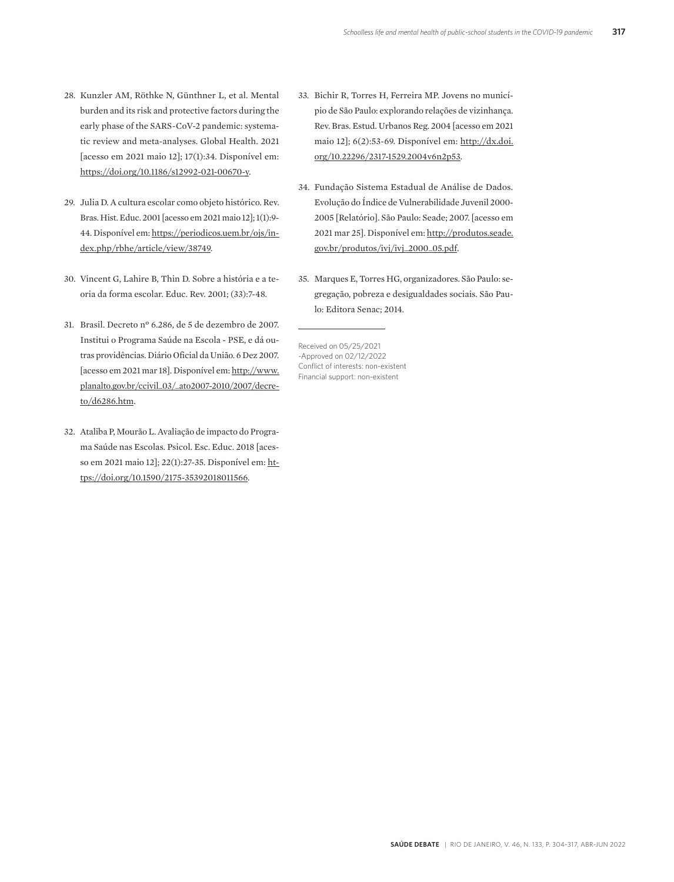28. Kunzler AM, Röthke N, Günthner L, et al. Mental burden and its risk and protective factors during the early phase of the SARS-CoV-2 pandemic: systematic review and meta-analyses. Global Health. 2021 [acesso em 2021 maio 12]; 17(1):34. Disponível em: https://doi.org/10.1186/s12992-021-00670-y.

29. Julia D. A cultura escolar como objeto histórico. Rev. Bras. Hist. Educ. 2001 [acesso em 2021 maio 12]; 1(1):9-44. Disponível em: https://periodicos.uem.br/ojs/index.php/rbhe/article/view/38749.

30. Vincent G, Lahire B, Thin D. Sobre a história e a teoria da forma escolar. Educ. Rev. 2001; (33):7-48.

31. Brasil. Decreto nº 6.286, de 5 de dezembro de 2007. Institui o Programa Saúde na Escola - PSE, e dá outras providências. Diário Oficial da União. 6 Dez 2007. [acesso em 2021 mar 18]. Disponível em: http://www.planalto.gov.br/ccivil_03/_ato2007-2010/2007/decreto/d6286.htm.

32. Ataliba P, Mourão L. Avaliação de impacto do Programa Saúde nas Escolas. Psicol. Esc. Educ. 2018 [acesso em 2021 maio 12]; 22(1):27-35. Disponível em: https://doi.org/10.1590/2175-35392018011566.

33. Bichir R, Torres H, Ferreira MP. Jovens no município de São Paulo: explorando relações de vizinhança. Rev. Bras. Estud. Urbanos Reg. 2004 [acesso em 2021 maio 12]; 6(2):53-69. Disponível em: http://dx.doi.org/10.22296/2317-1529.2004v6n2p53.

34. Fundação Sistema Estadual de Análise de Dados. Evolução do Índice de Vulnerabilidade Juvenil 2000-2005 [Relatório]. São Paulo: Seade; 2007. [acesso em 2021 mar 25]. Disponível em: http://produtos.seade.gov.br/produtos/ivj/ivj_2000_05.pdf.

35. Marques E, Torres HG, organizadores. São Paulo: segregação, pobreza e desigualdades sociais. São Paulo: Editora Senac; 2014.

---

Received on 05/25/2021
-Approved on 02/12/2022
Conflict of interests: non-existent
Financial support: non-existent